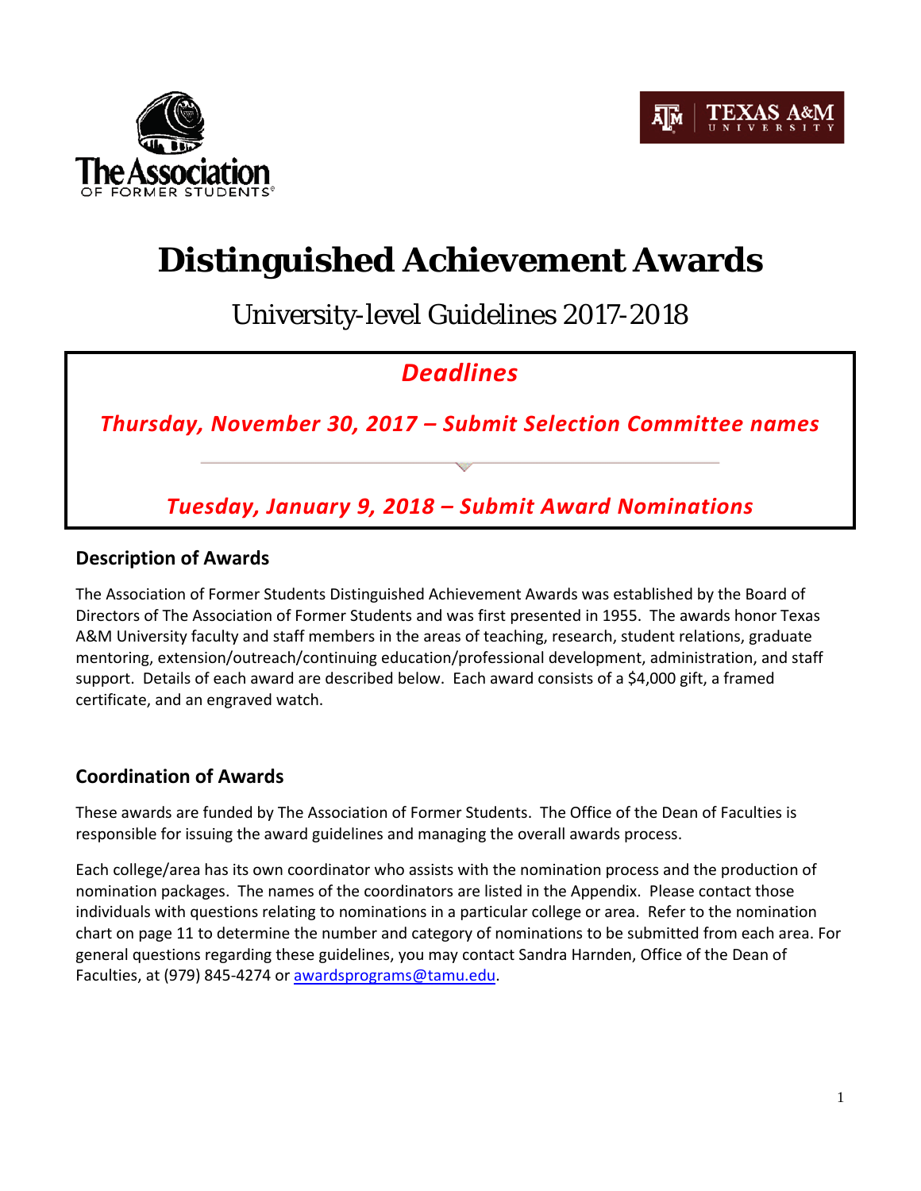# Distinguished Achievement Awards

## University-level Guidelines 2017-2018

***Deadlines***

***Thursday, November 30, 2017 – Submit Selection Committee names***

***Tuesday, January 9, 2018 – Submit Award Nominations***

## Description of Awards

The Association of Former Students Distinguished Achievement Awards was established by the Board of Directors of The Association of Former Students and was first presented in 1955. The awards honor Texas A&M University faculty and staff members in the areas of teaching, research, student relations, graduate mentoring, extension/outreach/continuing education/professional development, administration, and staff support. Details of each award are described below. Each award consists of a $4,000 gift, a framed certificate, and an engraved watch.

## Coordination of Awards

These awards are funded by The Association of Former Students. The Office of the Dean of Faculties is responsible for issuing the award guidelines and managing the overall awards process.

Each college/area has its own coordinator who assists with the nomination process and the production of nomination packages. The names of the coordinators are listed in the Appendix. Please contact those individuals with questions relating to nominations in a particular college or area. Refer to the nomination chart on page 11 to determine the number and category of nominations to be submitted from each area. For general questions regarding these guidelines, you may contact Sandra Harnden, Office of the Dean of Faculties, at (979) 845-4274 or awardsprograms@tamu.edu.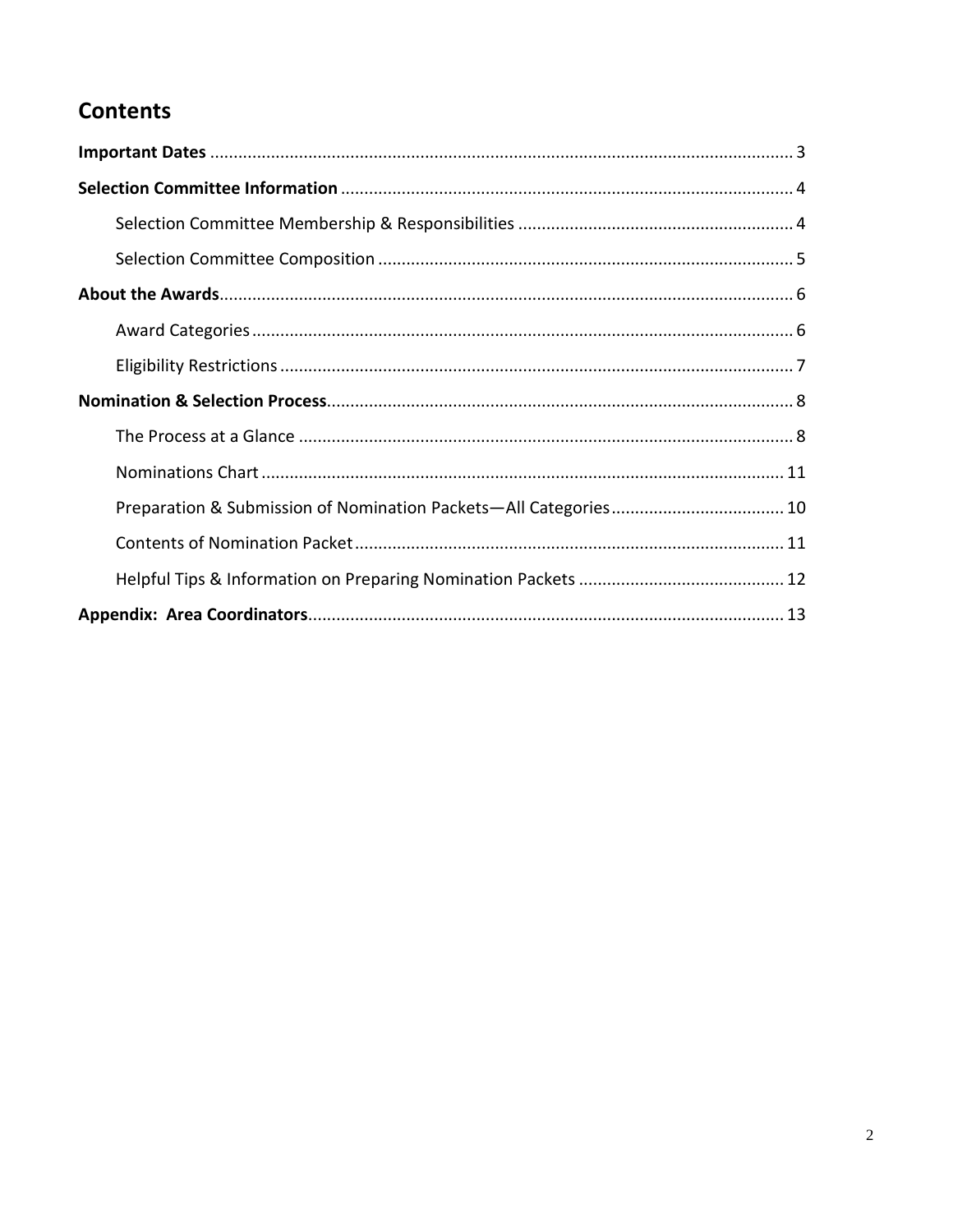## Contents

**Important Dates** ........ 3

**Selection Committee Information** ........ 4

- Selection Committee Membership & Responsibilities ........ 4
- Selection Committee Composition ........ 5

**About the Awards** ........ 6

- Award Categories ........ 6
- Eligibility Restrictions ........ 7

**Nomination & Selection Process** ........ 8

- The Process at a Glance ........ 8
- Nominations Chart ........ 11
- Preparation & Submission of Nomination Packets—All Categories ........ 10
- Contents of Nomination Packet ........ 11
- Helpful Tips & Information on Preparing Nomination Packets ........ 12

**Appendix: Area Coordinators** ........ 13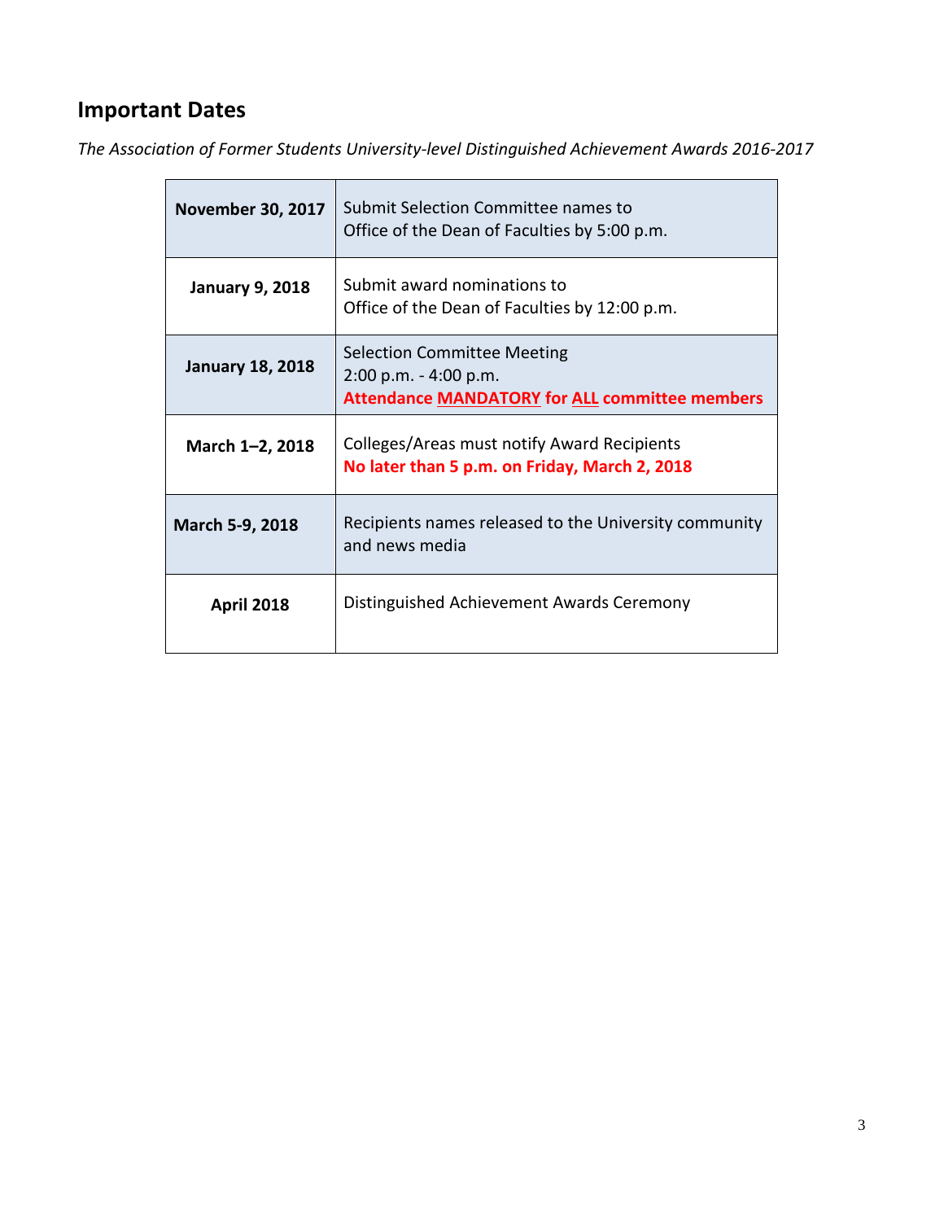## Important Dates

*The Association of Former Students University-level Distinguished Achievement Awards 2016-2017*

| | |
|---|---|
| **November 30, 2017** | Submit Selection Committee names to Office of the Dean of Faculties by 5:00 p.m. |
| **January 9, 2018** | Submit award nominations to Office of the Dean of Faculties by 12:00 p.m. |
| **January 18, 2018** | Selection Committee Meeting 2:00 p.m. - 4:00 p.m. **Attendance MANDATORY for ALL committee members** |
| **March 1–2, 2018** | Colleges/Areas must notify Award Recipients **No later than 5 p.m. on Friday, March 2, 2018** |
| **March 5-9, 2018** | Recipients names released to the University community and news media |
| **April 2018** | Distinguished Achievement Awards Ceremony |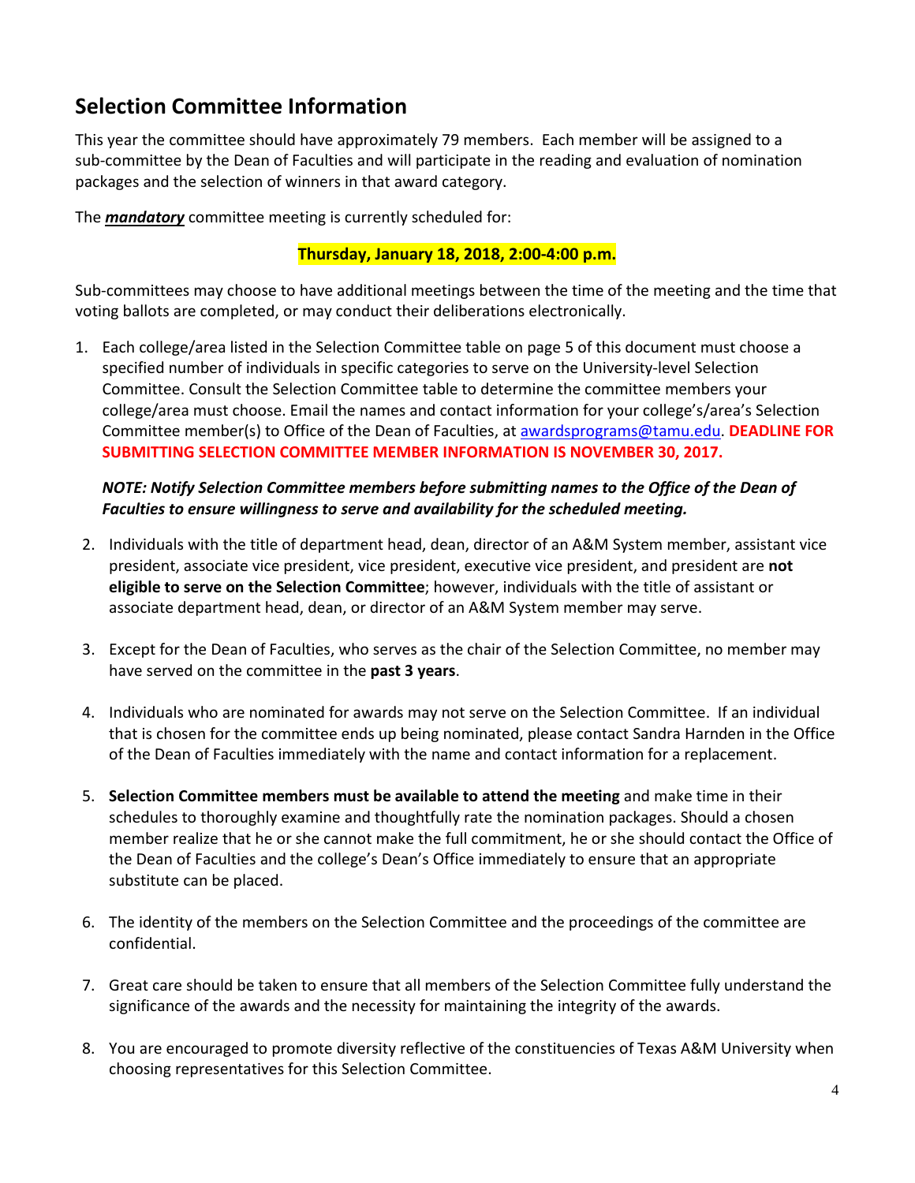## Selection Committee Information

This year the committee should have approximately 79 members. Each member will be assigned to a sub-committee by the Dean of Faculties and will participate in the reading and evaluation of nomination packages and the selection of winners in that award category.

The ***mandatory*** committee meeting is currently scheduled for:

**Thursday, January 18, 2018, 2:00-4:00 p.m.**

Sub-committees may choose to have additional meetings between the time of the meeting and the time that voting ballots are completed, or may conduct their deliberations electronically.

1. Each college/area listed in the Selection Committee table on page 5 of this document must choose a specified number of individuals in specific categories to serve on the University-level Selection Committee. Consult the Selection Committee table to determine the committee members your college/area must choose. Email the names and contact information for your college's/area's Selection Committee member(s) to Office of the Dean of Faculties, at awardsprograms@tamu.edu. **DEADLINE FOR SUBMITTING SELECTION COMMITTEE MEMBER INFORMATION IS NOVEMBER 30, 2017.**

   ***NOTE: Notify Selection Committee members before submitting names to the Office of the Dean of Faculties to ensure willingness to serve and availability for the scheduled meeting.***

2. Individuals with the title of department head, dean, director of an A&M System member, assistant vice president, associate vice president, vice president, executive vice president, and president are **not eligible to serve on the Selection Committee**; however, individuals with the title of assistant or associate department head, dean, or director of an A&M System member may serve.

3. Except for the Dean of Faculties, who serves as the chair of the Selection Committee, no member may have served on the committee in the **past 3 years**.

4. Individuals who are nominated for awards may not serve on the Selection Committee. If an individual that is chosen for the committee ends up being nominated, please contact Sandra Harnden in the Office of the Dean of Faculties immediately with the name and contact information for a replacement.

5. **Selection Committee members must be available to attend the meeting** and make time in their schedules to thoroughly examine and thoughtfully rate the nomination packages. Should a chosen member realize that he or she cannot make the full commitment, he or she should contact the Office of the Dean of Faculties and the college's Dean's Office immediately to ensure that an appropriate substitute can be placed.

6. The identity of the members on the Selection Committee and the proceedings of the committee are confidential.

7. Great care should be taken to ensure that all members of the Selection Committee fully understand the significance of the awards and the necessity for maintaining the integrity of the awards.

8. You are encouraged to promote diversity reflective of the constituencies of Texas A&M University when choosing representatives for this Selection Committee.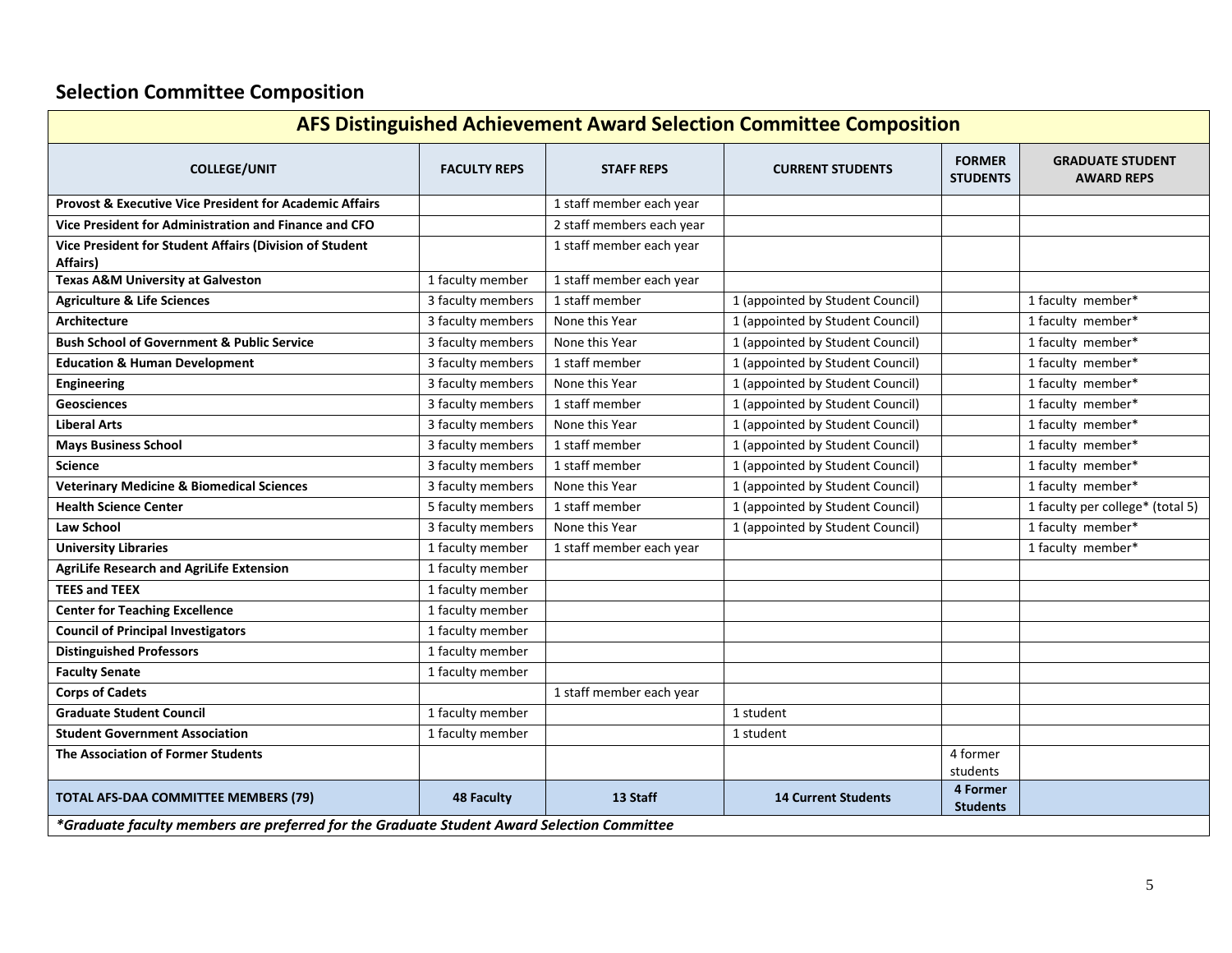## Selection Committee Composition

| AFS Distinguished Achievement Award Selection Committee Composition | | | | | |
|---|---|---|---|---|---|
| **COLLEGE/UNIT** | **FACULTY REPS** | **STAFF REPS** | **CURRENT STUDENTS** | **FORMER STUDENTS** | **GRADUATE STUDENT AWARD REPS** |
| **Provost & Executive Vice President for Academic Affairs** | | 1 staff member each year | | | |
| **Vice President for Administration and Finance and CFO** | | 2 staff members each year | | | |
| **Vice President for Student Affairs (Division of Student Affairs)** | | 1 staff member each year | | | |
| **Texas A&M University at Galveston** | 1 faculty member | 1 staff member each year | | | |
| **Agriculture & Life Sciences** | 3 faculty members | 1 staff member | 1 (appointed by Student Council) | | 1 faculty member* |
| **Architecture** | 3 faculty members | None this Year | 1 (appointed by Student Council) | | 1 faculty member* |
| **Bush School of Government & Public Service** | 3 faculty members | None this Year | 1 (appointed by Student Council) | | 1 faculty member* |
| **Education & Human Development** | 3 faculty members | 1 staff member | 1 (appointed by Student Council) | | 1 faculty member* |
| **Engineering** | 3 faculty members | None this Year | 1 (appointed by Student Council) | | 1 faculty member* |
| **Geosciences** | 3 faculty members | 1 staff member | 1 (appointed by Student Council) | | 1 faculty member* |
| **Liberal Arts** | 3 faculty members | None this Year | 1 (appointed by Student Council) | | 1 faculty member* |
| **Mays Business School** | 3 faculty members | 1 staff member | 1 (appointed by Student Council) | | 1 faculty member* |
| **Science** | 3 faculty members | 1 staff member | 1 (appointed by Student Council) | | 1 faculty member* |
| **Veterinary Medicine & Biomedical Sciences** | 3 faculty members | None this Year | 1 (appointed by Student Council) | | 1 faculty member* |
| **Health Science Center** | 5 faculty members | 1 staff member | 1 (appointed by Student Council) | | 1 faculty per college* (total 5) |
| **Law School** | 3 faculty members | None this Year | 1 (appointed by Student Council) | | 1 faculty member* |
| **University Libraries** | 1 faculty member | 1 staff member each year | | | 1 faculty member* |
| **AgriLife Research and AgriLife Extension** | 1 faculty member | | | | |
| **TEES and TEEX** | 1 faculty member | | | | |
| **Center for Teaching Excellence** | 1 faculty member | | | | |
| **Council of Principal Investigators** | 1 faculty member | | | | |
| **Distinguished Professors** | 1 faculty member | | | | |
| **Faculty Senate** | 1 faculty member | | | | |
| **Corps of Cadets** | | 1 staff member each year | | | |
| **Graduate Student Council** | 1 faculty member | | 1 student | | |
| **Student Government Association** | 1 faculty member | | 1 student | | |
| **The Association of Former Students** | | | | 4 former students | |
| **TOTAL AFS-DAA COMMITTEE MEMBERS (79)** | **48 Faculty** | **13 Staff** | **14 Current Students** | **4 Former Students** | |

***Graduate faculty members are preferred for the Graduate Student Award Selection Committee***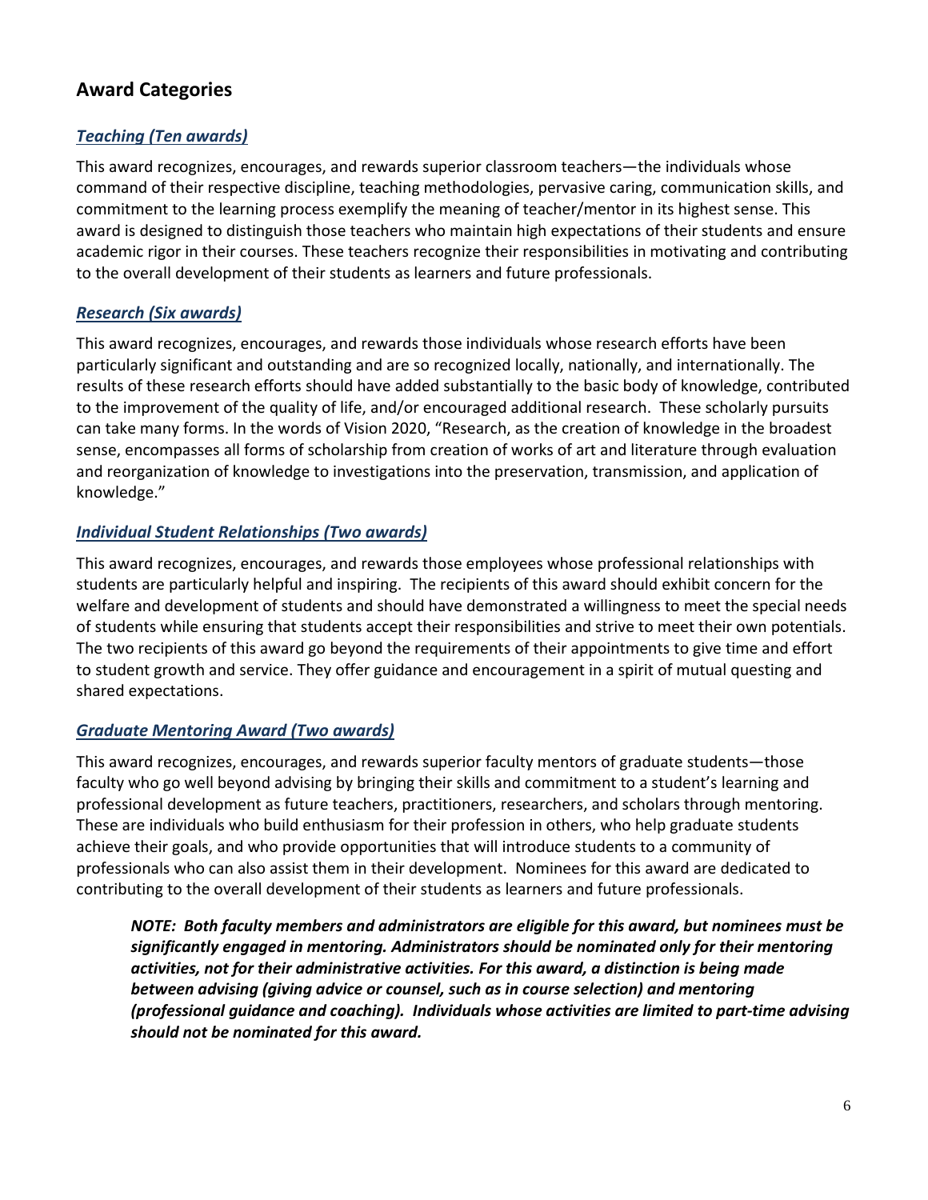## Award Categories

### *Teaching (Ten awards)*

This award recognizes, encourages, and rewards superior classroom teachers—the individuals whose command of their respective discipline, teaching methodologies, pervasive caring, communication skills, and commitment to the learning process exemplify the meaning of teacher/mentor in its highest sense. This award is designed to distinguish those teachers who maintain high expectations of their students and ensure academic rigor in their courses. These teachers recognize their responsibilities in motivating and contributing to the overall development of their students as learners and future professionals.

### *Research (Six awards)*

This award recognizes, encourages, and rewards those individuals whose research efforts have been particularly significant and outstanding and are so recognized locally, nationally, and internationally. The results of these research efforts should have added substantially to the basic body of knowledge, contributed to the improvement of the quality of life, and/or encouraged additional research. These scholarly pursuits can take many forms. In the words of Vision 2020, "Research, as the creation of knowledge in the broadest sense, encompasses all forms of scholarship from creation of works of art and literature through evaluation and reorganization of knowledge to investigations into the preservation, transmission, and application of knowledge."

### *Individual Student Relationships (Two awards)*

This award recognizes, encourages, and rewards those employees whose professional relationships with students are particularly helpful and inspiring. The recipients of this award should exhibit concern for the welfare and development of students and should have demonstrated a willingness to meet the special needs of students while ensuring that students accept their responsibilities and strive to meet their own potentials. The two recipients of this award go beyond the requirements of their appointments to give time and effort to student growth and service. They offer guidance and encouragement in a spirit of mutual questing and shared expectations.

### *Graduate Mentoring Award (Two awards)*

This award recognizes, encourages, and rewards superior faculty mentors of graduate students—those faculty who go well beyond advising by bringing their skills and commitment to a student's learning and professional development as future teachers, practitioners, researchers, and scholars through mentoring. These are individuals who build enthusiasm for their profession in others, who help graduate students achieve their goals, and who provide opportunities that will introduce students to a community of professionals who can also assist them in their development. Nominees for this award are dedicated to contributing to the overall development of their students as learners and future professionals.

> ***NOTE: Both faculty members and administrators are eligible for this award, but nominees must be significantly engaged in mentoring. Administrators should be nominated only for their mentoring activities, not for their administrative activities. For this award, a distinction is being made between advising (giving advice or counsel, such as in course selection) and mentoring (professional guidance and coaching). Individuals whose activities are limited to part-time advising should not be nominated for this award.***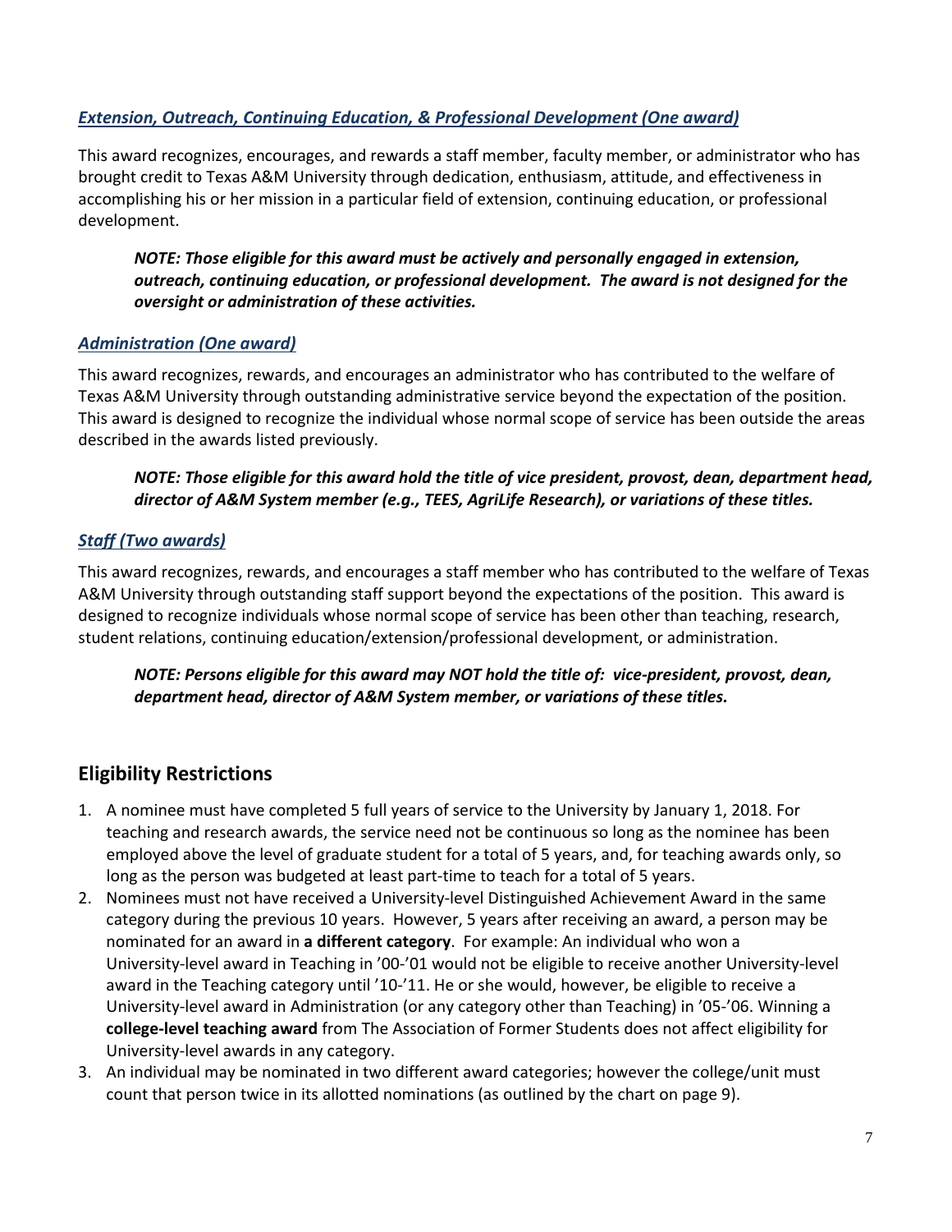***Extension, Outreach, Continuing Education, & Professional Development (One award)***

This award recognizes, encourages, and rewards a staff member, faculty member, or administrator who has brought credit to Texas A&M University through dedication, enthusiasm, attitude, and effectiveness in accomplishing his or her mission in a particular field of extension, continuing education, or professional development.

> ***NOTE: Those eligible for this award must be actively and personally engaged in extension, outreach, continuing education, or professional development. The award is not designed for the oversight or administration of these activities.***

***Administration (One award)***

This award recognizes, rewards, and encourages an administrator who has contributed to the welfare of Texas A&M University through outstanding administrative service beyond the expectation of the position. This award is designed to recognize the individual whose normal scope of service has been outside the areas described in the awards listed previously.

> ***NOTE: Those eligible for this award hold the title of vice president, provost, dean, department head, director of A&M System member (e.g., TEES, AgriLife Research), or variations of these titles.***

***Staff (Two awards)***

This award recognizes, rewards, and encourages a staff member who has contributed to the welfare of Texas A&M University through outstanding staff support beyond the expectations of the position. This award is designed to recognize individuals whose normal scope of service has been other than teaching, research, student relations, continuing education/extension/professional development, or administration.

> ***NOTE: Persons eligible for this award may NOT hold the title of: vice-president, provost, dean, department head, director of A&M System member, or variations of these titles.***

## Eligibility Restrictions

1. A nominee must have completed 5 full years of service to the University by January 1, 2018. For teaching and research awards, the service need not be continuous so long as the nominee has been employed above the level of graduate student for a total of 5 years, and, for teaching awards only, so long as the person was budgeted at least part-time to teach for a total of 5 years.
2. Nominees must not have received a University-level Distinguished Achievement Award in the same category during the previous 10 years. However, 5 years after receiving an award, a person may be nominated for an award in **a different category**. For example: An individual who won a University-level award in Teaching in '00-'01 would not be eligible to receive another University-level award in the Teaching category until '10-'11. He or she would, however, be eligible to receive a University-level award in Administration (or any category other than Teaching) in '05-'06. Winning a **college-level teaching award** from The Association of Former Students does not affect eligibility for University-level awards in any category.
3. An individual may be nominated in two different award categories; however the college/unit must count that person twice in its allotted nominations (as outlined by the chart on page 9).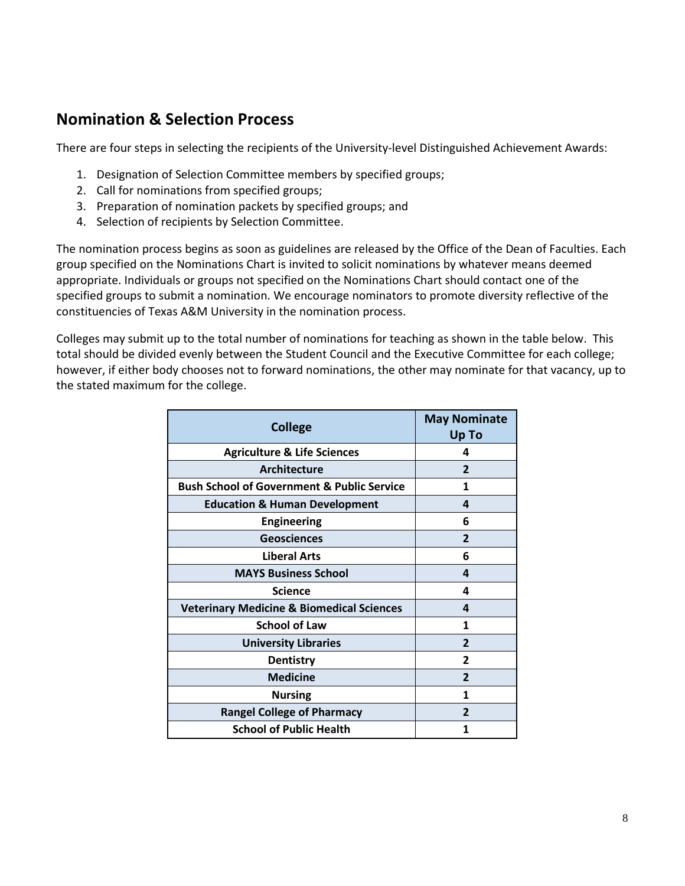## Nomination & Selection Process

There are four steps in selecting the recipients of the University-level Distinguished Achievement Awards:

1. Designation of Selection Committee members by specified groups;
2. Call for nominations from specified groups;
3. Preparation of nomination packets by specified groups; and
4. Selection of recipients by Selection Committee.

The nomination process begins as soon as guidelines are released by the Office of the Dean of Faculties. Each group specified on the Nominations Chart is invited to solicit nominations by whatever means deemed appropriate. Individuals or groups not specified on the Nominations Chart should contact one of the specified groups to submit a nomination. We encourage nominators to promote diversity reflective of the constituencies of Texas A&M University in the nomination process.

Colleges may submit up to the total number of nominations for teaching as shown in the table below. This total should be divided evenly between the Student Council and the Executive Committee for each college; however, if either body chooses not to forward nominations, the other may nominate for that vacancy, up to the stated maximum for the college.

| College | May Nominate Up To |
|---|---|
| **Agriculture & Life Sciences** | **4** |
| **Architecture** | **2** |
| **Bush School of Government & Public Service** | **1** |
| **Education & Human Development** | **4** |
| **Engineering** | **6** |
| **Geosciences** | **2** |
| **Liberal Arts** | **6** |
| **MAYS Business School** | **4** |
| **Science** | **4** |
| **Veterinary Medicine & Biomedical Sciences** | **4** |
| **School of Law** | **1** |
| **University Libraries** | **2** |
| **Dentistry** | **2** |
| **Medicine** | **2** |
| **Nursing** | **1** |
| **Rangel College of Pharmacy** | **2** |
| **School of Public Health** | **1** |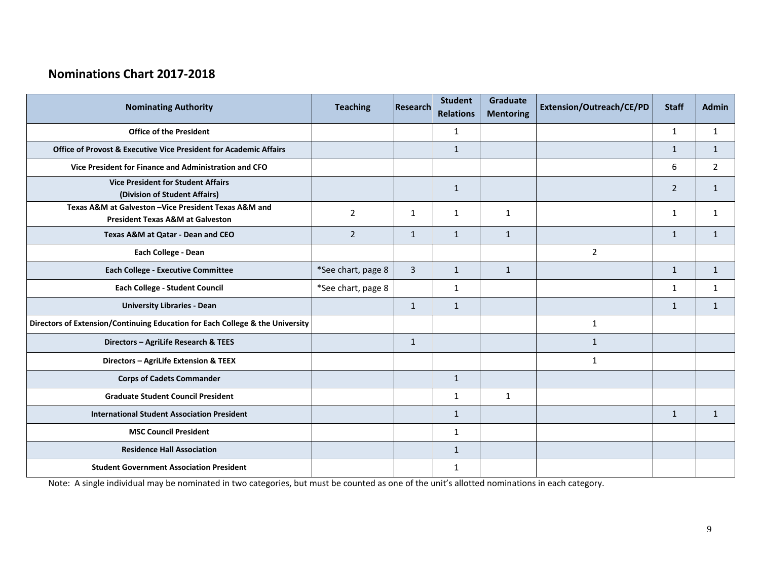## Nominations Chart 2017-2018

| Nominating Authority | Teaching | Research | Student Relations | Graduate Mentoring | Extension/Outreach/CE/PD | Staff | Admin |
|---|---|---|---|---|---|---|---|
| **Office of the President** | | | 1 | | | 1 | 1 |
| **Office of Provost & Executive Vice President for Academic Affairs** | | | 1 | | | 1 | 1 |
| **Vice President for Finance and Administration and CFO** | | | | | | 6 | 2 |
| **Vice President for Student Affairs (Division of Student Affairs)** | | | 1 | | | 2 | 1 |
| **Texas A&M at Galveston –Vice President Texas A&M and President Texas A&M at Galveston** | 2 | 1 | 1 | 1 | | 1 | 1 |
| **Texas A&M at Qatar - Dean and CEO** | 2 | 1 | 1 | 1 | | 1 | 1 |
| **Each College - Dean** | | | | | 2 | | |
| **Each College - Executive Committee** | *See chart, page 8 | 3 | 1 | 1 | | 1 | 1 |
| **Each College - Student Council** | *See chart, page 8 | | 1 | | | 1 | 1 |
| **University Libraries - Dean** | | 1 | 1 | | | 1 | 1 |
| **Directors of Extension/Continuing Education for Each College & the University** | | | | | 1 | | |
| **Directors – AgriLife Research & TEES** | | 1 | | | 1 | | |
| **Directors – AgriLife Extension & TEEX** | | | | | 1 | | |
| **Corps of Cadets Commander** | | | 1 | | | | |
| **Graduate Student Council President** | | | 1 | 1 | | | |
| **International Student Association President** | | | 1 | | | 1 | 1 |
| **MSC Council President** | | | 1 | | | | |
| **Residence Hall Association** | | | 1 | | | | |
| **Student Government Association President** | | | 1 | | | | |

Note: A single individual may be nominated in two categories, but must be counted as one of the unit's allotted nominations in each category.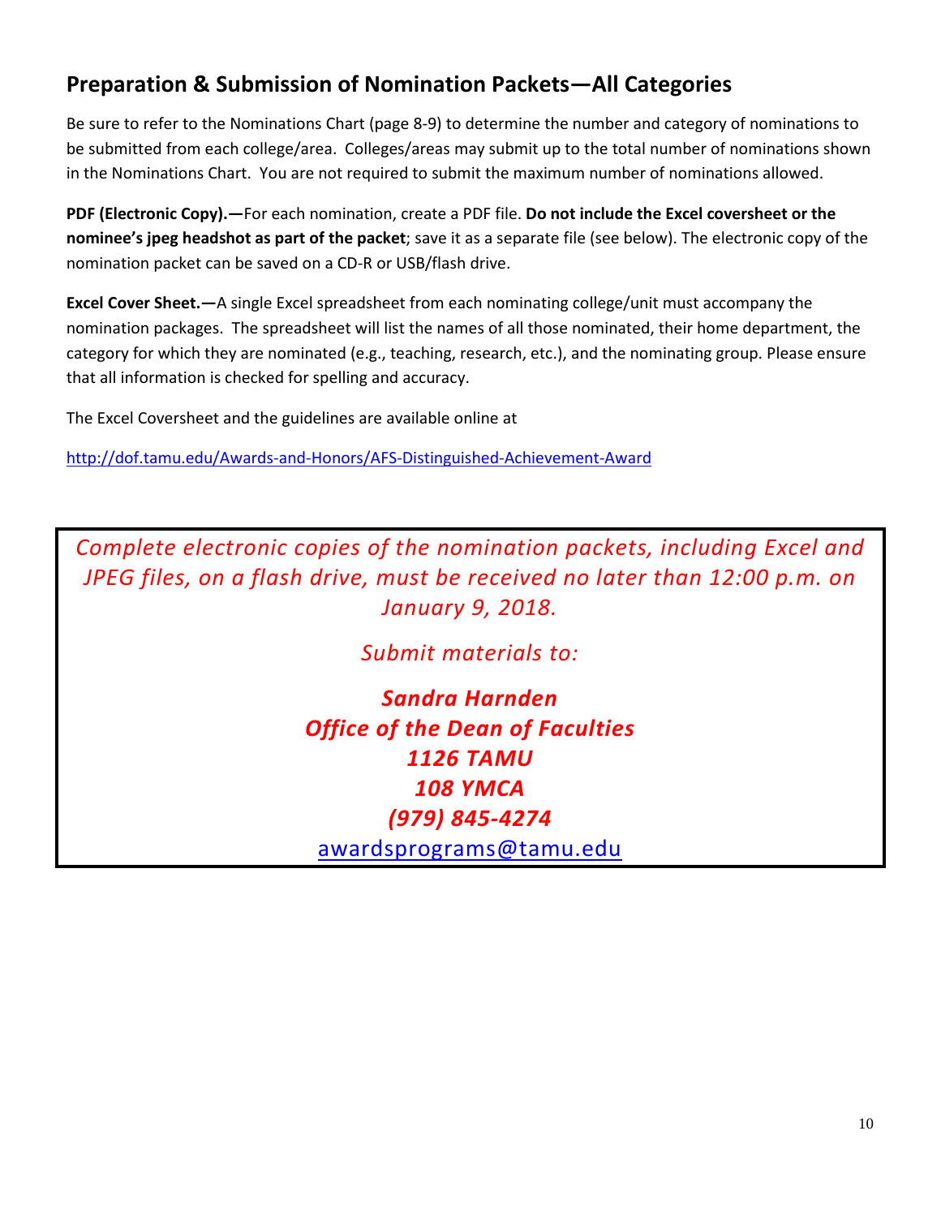## Preparation & Submission of Nomination Packets—All Categories

Be sure to refer to the Nominations Chart (page 8-9) to determine the number and category of nominations to be submitted from each college/area. Colleges/areas may submit up to the total number of nominations shown in the Nominations Chart. You are not required to submit the maximum number of nominations allowed.

**PDF (Electronic Copy).—**For each nomination, create a PDF file. **Do not include the Excel coversheet or the nominee's jpeg headshot as part of the packet**; save it as a separate file (see below). The electronic copy of the nomination packet can be saved on a CD-R or USB/flash drive.

**Excel Cover Sheet.—**A single Excel spreadsheet from each nominating college/unit must accompany the nomination packages. The spreadsheet will list the names of all those nominated, their home department, the category for which they are nominated (e.g., teaching, research, etc.), and the nominating group. Please ensure that all information is checked for spelling and accuracy.

The Excel Coversheet and the guidelines are available online at

http://dof.tamu.edu/Awards-and-Honors/AFS-Distinguished-Achievement-Award

*Complete electronic copies of the nomination packets, including Excel and JPEG files, on a flash drive, must be received no later than 12:00 p.m. on January 9, 2018.*

*Submit materials to:*

***Sandra Harnden***
***Office of the Dean of Faculties***
***1126 TAMU***
***108 YMCA***
***(979) 845-4274***
awardsprograms@tamu.edu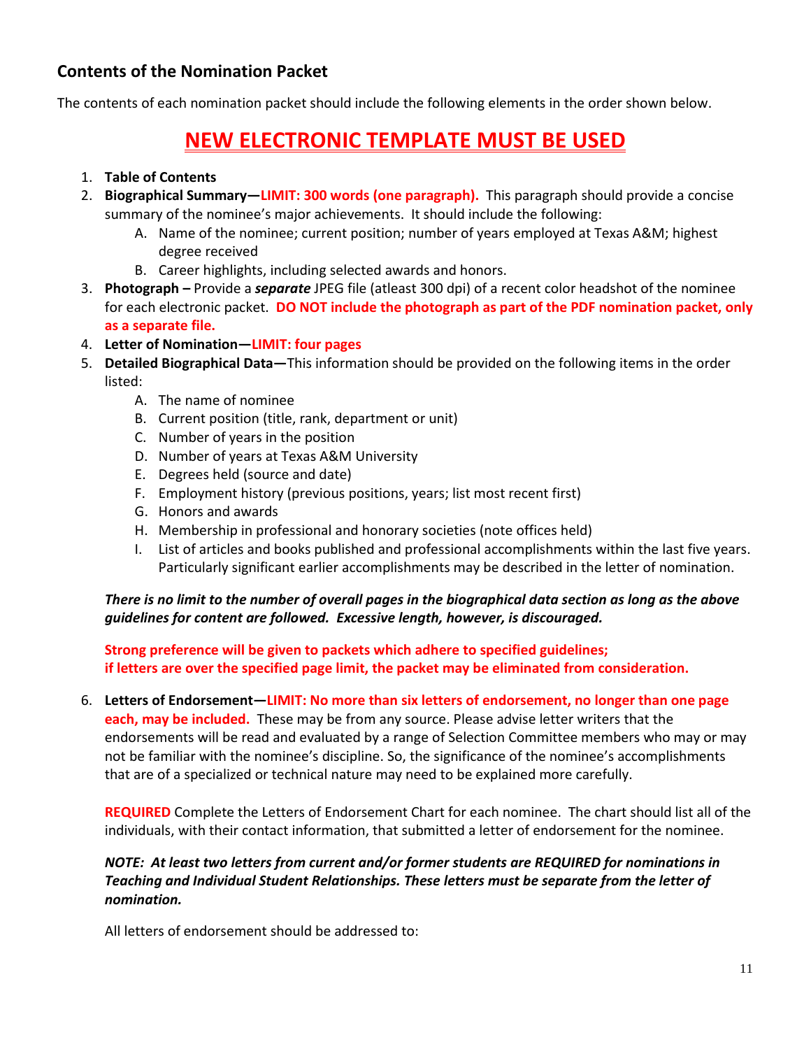## Contents of the Nomination Packet

The contents of each nomination packet should include the following elements in the order shown below.

# NEW ELECTRONIC TEMPLATE MUST BE USED

1. **Table of Contents**
2. **Biographical Summary—LIMIT: 300 words (one paragraph).** This paragraph should provide a concise summary of the nominee's major achievements. It should include the following:
   A. Name of the nominee; current position; number of years employed at Texas A&M; highest degree received
   B. Career highlights, including selected awards and honors.
3. **Photograph –** Provide a ***separate*** JPEG file (atleast 300 dpi) of a recent color headshot of the nominee for each electronic packet. **DO NOT include the photograph as part of the PDF nomination packet, only as a separate file.**
4. **Letter of Nomination—LIMIT: four pages**
5. **Detailed Biographical Data—**This information should be provided on the following items in the order listed:
   A. The name of nominee
   B. Current position (title, rank, department or unit)
   C. Number of years in the position
   D. Number of years at Texas A&M University
   E. Degrees held (source and date)
   F. Employment history (previous positions, years; list most recent first)
   G. Honors and awards
   H. Membership in professional and honorary societies (note offices held)
   I. List of articles and books published and professional accomplishments within the last five years. Particularly significant earlier accomplishments may be described in the letter of nomination.

   ***There is no limit to the number of overall pages in the biographical data section as long as the above guidelines for content are followed. Excessive length, however, is discouraged.***

   **Strong preference will be given to packets which adhere to specified guidelines;**
   **if letters are over the specified page limit, the packet may be eliminated from consideration.**

6. **Letters of Endorsement—LIMIT: No more than six letters of endorsement, no longer than one page each, may be included.** These may be from any source. Please advise letter writers that the endorsements will be read and evaluated by a range of Selection Committee members who may or may not be familiar with the nominee's discipline. So, the significance of the nominee's accomplishments that are of a specialized or technical nature may need to be explained more carefully.

   **REQUIRED** Complete the Letters of Endorsement Chart for each nominee. The chart should list all of the individuals, with their contact information, that submitted a letter of endorsement for the nominee.

   ***NOTE: At least two letters from current and/or former students are REQUIRED for nominations in Teaching and Individual Student Relationships. These letters must be separate from the letter of nomination.***

   All letters of endorsement should be addressed to: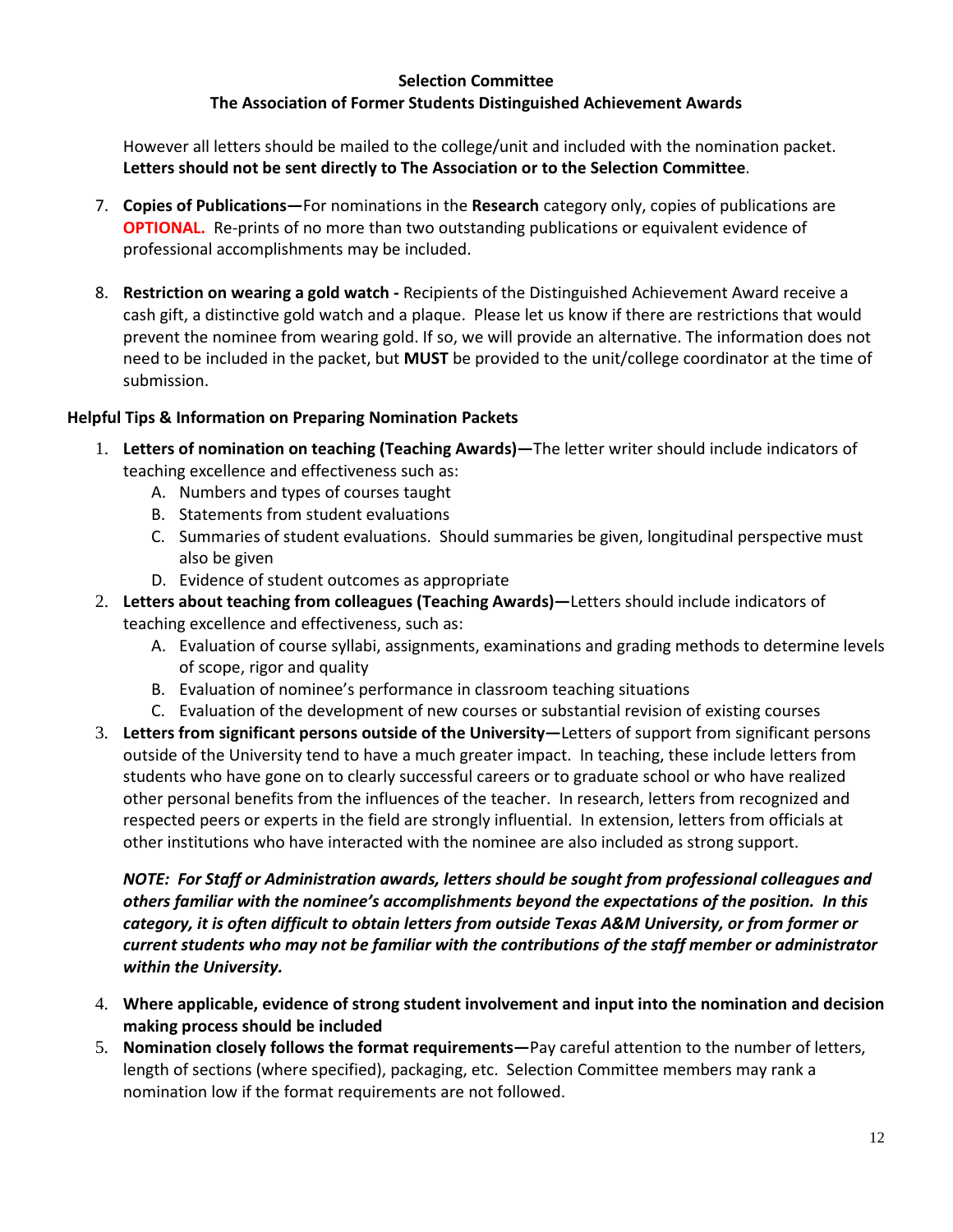**Selection Committee**
**The Association of Former Students Distinguished Achievement Awards**

However all letters should be mailed to the college/unit and included with the nomination packet. **Letters should not be sent directly to The Association or to the Selection Committee**.

7. **Copies of Publications—**For nominations in the **Research** category only, copies of publications are **OPTIONAL.** Re-prints of no more than two outstanding publications or equivalent evidence of professional accomplishments may be included.

8. **Restriction on wearing a gold watch -** Recipients of the Distinguished Achievement Award receive a cash gift, a distinctive gold watch and a plaque. Please let us know if there are restrictions that would prevent the nominee from wearing gold. If so, we will provide an alternative. The information does not need to be included in the packet, but **MUST** be provided to the unit/college coordinator at the time of submission.

**Helpful Tips & Information on Preparing Nomination Packets**

1. **Letters of nomination on teaching (Teaching Awards)—**The letter writer should include indicators of teaching excellence and effectiveness such as:
   A. Numbers and types of courses taught
   B. Statements from student evaluations
   C. Summaries of student evaluations. Should summaries be given, longitudinal perspective must also be given
   D. Evidence of student outcomes as appropriate
2. **Letters about teaching from colleagues (Teaching Awards)—**Letters should include indicators of teaching excellence and effectiveness, such as:
   A. Evaluation of course syllabi, assignments, examinations and grading methods to determine levels of scope, rigor and quality
   B. Evaluation of nominee's performance in classroom teaching situations
   C. Evaluation of the development of new courses or substantial revision of existing courses
3. **Letters from significant persons outside of the University—**Letters of support from significant persons outside of the University tend to have a much greater impact. In teaching, these include letters from students who have gone on to clearly successful careers or to graduate school or who have realized other personal benefits from the influences of the teacher. In research, letters from recognized and respected peers or experts in the field are strongly influential. In extension, letters from officials at other institutions who have interacted with the nominee are also included as strong support.

   ***NOTE: For Staff or Administration awards, letters should be sought from professional colleagues and others familiar with the nominee's accomplishments beyond the expectations of the position. In this category, it is often difficult to obtain letters from outside Texas A&M University, or from former or current students who may not be familiar with the contributions of the staff member or administrator within the University.***

4. **Where applicable, evidence of strong student involvement and input into the nomination and decision making process should be included**
5. **Nomination closely follows the format requirements—**Pay careful attention to the number of letters, length of sections (where specified), packaging, etc. Selection Committee members may rank a nomination low if the format requirements are not followed.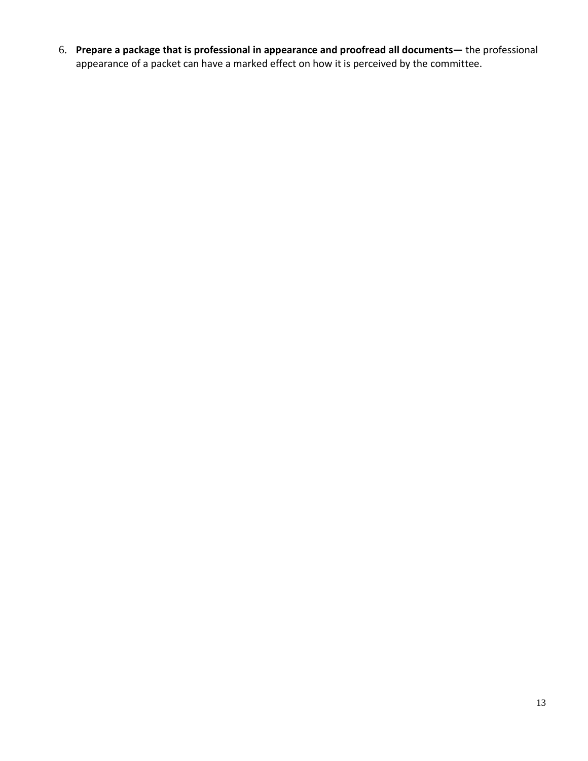6. **Prepare a package that is professional in appearance and proofread all documents—** the professional appearance of a packet can have a marked effect on how it is perceived by the committee.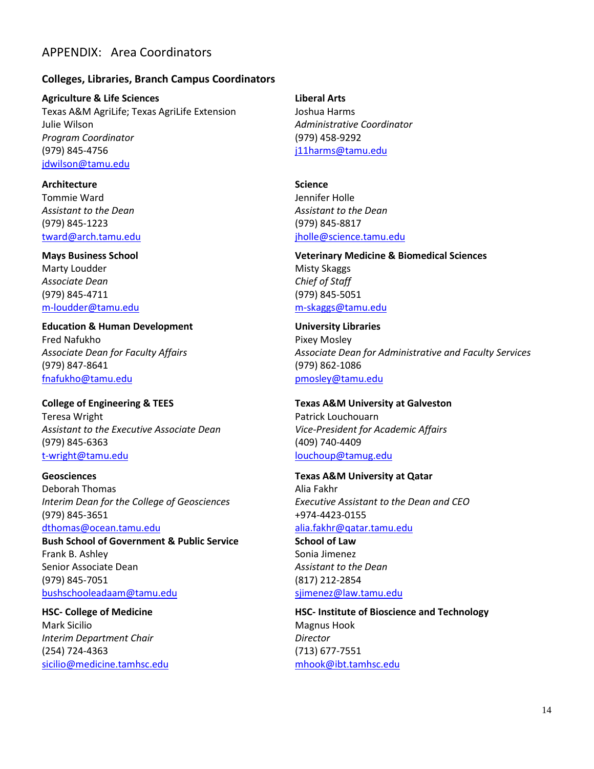# APPENDIX: Area Coordinators

## Colleges, Libraries, Branch Campus Coordinators

**Agriculture & Life Sciences**
Texas A&M AgriLife; Texas AgriLife Extension
Julie Wilson
*Program Coordinator*
(979) 845-4756
jdwilson@tamu.edu

**Architecture**
Tommie Ward
*Assistant to the Dean*
(979) 845-1223
tward@arch.tamu.edu

**Mays Business School**
Marty Loudder
*Associate Dean*
(979) 845-4711
m-loudder@tamu.edu

**Education & Human Development**
Fred Nafukho
*Associate Dean for Faculty Affairs*
(979) 847-8641
fnafukho@tamu.edu

**College of Engineering & TEES**
Teresa Wright
*Assistant to the Executive Associate Dean*
(979) 845-6363
t-wright@tamu.edu

**Geosciences**
Deborah Thomas
*Interim Dean for the College of Geosciences*
(979) 845-3651
dthomas@ocean.tamu.edu

**Bush School of Government & Public Service**
Frank B. Ashley
Senior Associate Dean
(979) 845-7051
bushschooleadaam@tamu.edu

**HSC- College of Medicine**
Mark Sicilio
*Interim Department Chair*
(254) 724-4363
sicilio@medicine.tamhsc.edu

**Liberal Arts**
Joshua Harms
*Administrative Coordinator*
(979) 458-9292
j11harms@tamu.edu

**Science**
Jennifer Holle
*Assistant to the Dean*
(979) 845-8817
jholle@science.tamu.edu

**Veterinary Medicine & Biomedical Sciences**
Misty Skaggs
*Chief of Staff*
(979) 845-5051
m-skaggs@tamu.edu

**University Libraries**
Pixey Mosley
*Associate Dean for Administrative and Faculty Services*
(979) 862-1086
pmosley@tamu.edu

**Texas A&M University at Galveston**
Patrick Louchouarn
*Vice-President for Academic Affairs*
(409) 740-4409
louchoup@tamug.edu

**Texas A&M University at Qatar**
Alia Fakhr
*Executive Assistant to the Dean and CEO*
+974-4423-0155
alia.fakhr@qatar.tamu.edu

**School of Law**
Sonia Jimenez
*Assistant to the Dean*
(817) 212-2854
sjimenez@law.tamu.edu

**HSC- Institute of Bioscience and Technology**
Magnus Hook
*Director*
(713) 677-7551
mhook@ibt.tamhsc.edu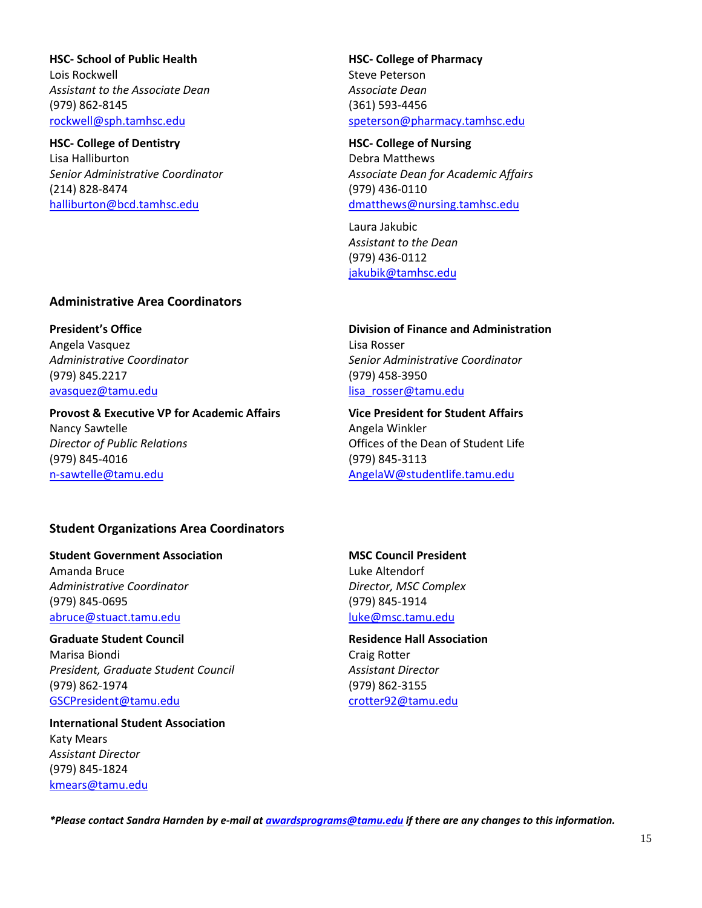**HSC- School of Public Health**
Lois Rockwell
*Assistant to the Associate Dean*
(979) 862-8145
rockwell@sph.tamhsc.edu

**HSC- College of Dentistry**
Lisa Halliburton
*Senior Administrative Coordinator*
(214) 828-8474
halliburton@bcd.tamhsc.edu

**HSC- College of Pharmacy**
Steve Peterson
*Associate Dean*
(361) 593-4456
speterson@pharmacy.tamhsc.edu

**HSC- College of Nursing**
Debra Matthews
*Associate Dean for Academic Affairs*
(979) 436-0110
dmatthews@nursing.tamhsc.edu

Laura Jakubic
*Assistant to the Dean*
(979) 436-0112
jakubik@tamhsc.edu

### Administrative Area Coordinators

**President's Office**
Angela Vasquez
*Administrative Coordinator*
(979) 845.2217
avasquez@tamu.edu

**Provost & Executive VP for Academic Affairs**
Nancy Sawtelle
*Director of Public Relations*
(979) 845-4016
n-sawtelle@tamu.edu

**Division of Finance and Administration**
Lisa Rosser
*Senior Administrative Coordinator*
(979) 458-3950
lisa_rosser@tamu.edu

**Vice President for Student Affairs**
Angela Winkler
Offices of the Dean of Student Life
(979) 845-3113
AngelaW@studentlife.tamu.edu

### Student Organizations Area Coordinators

**Student Government Association**
Amanda Bruce
*Administrative Coordinator*
(979) 845-0695
abruce@stuact.tamu.edu

**Graduate Student Council**
Marisa Biondi
*President, Graduate Student Council*
(979) 862-1974
GSCPresident@tamu.edu

**International Student Association**
Katy Mears
*Assistant Director*
(979) 845-1824
kmears@tamu.edu

**MSC Council President**
Luke Altendorf
*Director, MSC Complex*
(979) 845-1914
luke@msc.tamu.edu

**Residence Hall Association**
Craig Rotter
*Assistant Director*
(979) 862-3155
crotter92@tamu.edu

***Please contact Sandra Harnden by e-mail at awardsprograms@tamu.edu if there are any changes to this information.***